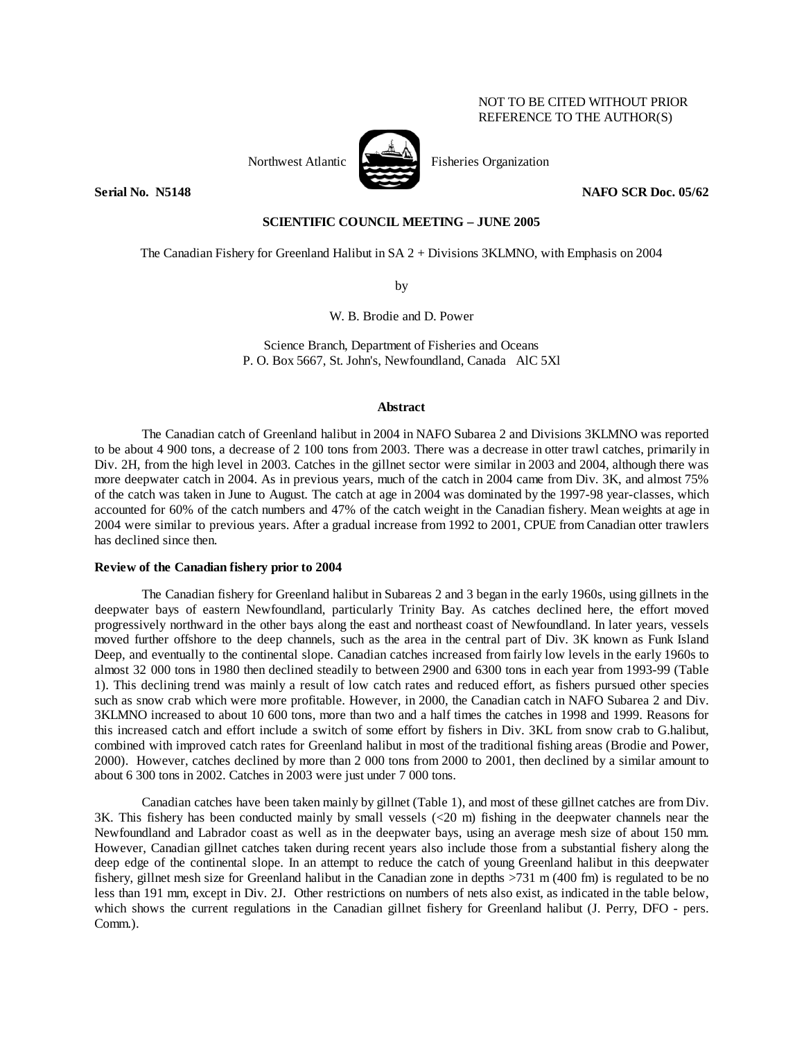NOT TO BE CITED WITHOUT PRIOR REFERENCE TO THE AUTHOR(S)

Northwest Atlantic Fisheries Organization

**Serial No. N5148** **NAFO SCR Doc. 05/62**

**SCIENTIFIC COUNCIL MEETING – JUNE 2005**

The Canadian Fishery for Greenland Halibut in SA 2 + Divisions 3KLMNO, with Emphasis on 2004

by

W. B. Brodie and D. Power

Science Branch, Department of Fisheries and Oceans
P. O. Box 5667, St. John's, Newfoundland, Canada AlC 5Xl

**Abstract**

The Canadian catch of Greenland halibut in 2004 in NAFO Subarea 2 and Divisions 3KLMNO was reported to be about 4 900 tons, a decrease of 2 100 tons from 2003. There was a decrease in otter trawl catches, primarily in Div. 2H, from the high level in 2003. Catches in the gillnet sector were similar in 2003 and 2004, although there was more deepwater catch in 2004. As in previous years, much of the catch in 2004 came from Div. 3K, and almost 75% of the catch was taken in June to August. The catch at age in 2004 was dominated by the 1997-98 year-classes, which accounted for 60% of the catch numbers and 47% of the catch weight in the Canadian fishery. Mean weights at age in 2004 were similar to previous years. After a gradual increase from 1992 to 2001, CPUE from Canadian otter trawlers has declined since then.

**Review of the Canadian fishery prior to 2004**

The Canadian fishery for Greenland halibut in Subareas 2 and 3 began in the early 1960s, using gillnets in the deepwater bays of eastern Newfoundland, particularly Trinity Bay. As catches declined here, the effort moved progressively northward in the other bays along the east and northeast coast of Newfoundland. In later years, vessels moved further offshore to the deep channels, such as the area in the central part of Div. 3K known as Funk Island Deep, and eventually to the continental slope. Canadian catches increased from fairly low levels in the early 1960s to almost 32 000 tons in 1980 then declined steadily to between 2900 and 6300 tons in each year from 1993-99 (Table 1). This declining trend was mainly a result of low catch rates and reduced effort, as fishers pursued other species such as snow crab which were more profitable. However, in 2000, the Canadian catch in NAFO Subarea 2 and Div. 3KLMNO increased to about 10 600 tons, more than two and a half times the catches in 1998 and 1999. Reasons for this increased catch and effort include a switch of some effort by fishers in Div. 3KL from snow crab to G.halibut, combined with improved catch rates for Greenland halibut in most of the traditional fishing areas (Brodie and Power, 2000). However, catches declined by more than 2 000 tons from 2000 to 2001, then declined by a similar amount to about 6 300 tons in 2002. Catches in 2003 were just under 7 000 tons.

Canadian catches have been taken mainly by gillnet (Table 1), and most of these gillnet catches are from Div. 3K. This fishery has been conducted mainly by small vessels (<20 m) fishing in the deepwater channels near the Newfoundland and Labrador coast as well as in the deepwater bays, using an average mesh size of about 150 mm. However, Canadian gillnet catches taken during recent years also include those from a substantial fishery along the deep edge of the continental slope. In an attempt to reduce the catch of young Greenland halibut in this deepwater fishery, gillnet mesh size for Greenland halibut in the Canadian zone in depths >731 m (400 fm) is regulated to be no less than 191 mm, except in Div. 2J. Other restrictions on numbers of nets also exist, as indicated in the table below, which shows the current regulations in the Canadian gillnet fishery for Greenland halibut (J. Perry, DFO - pers. Comm.).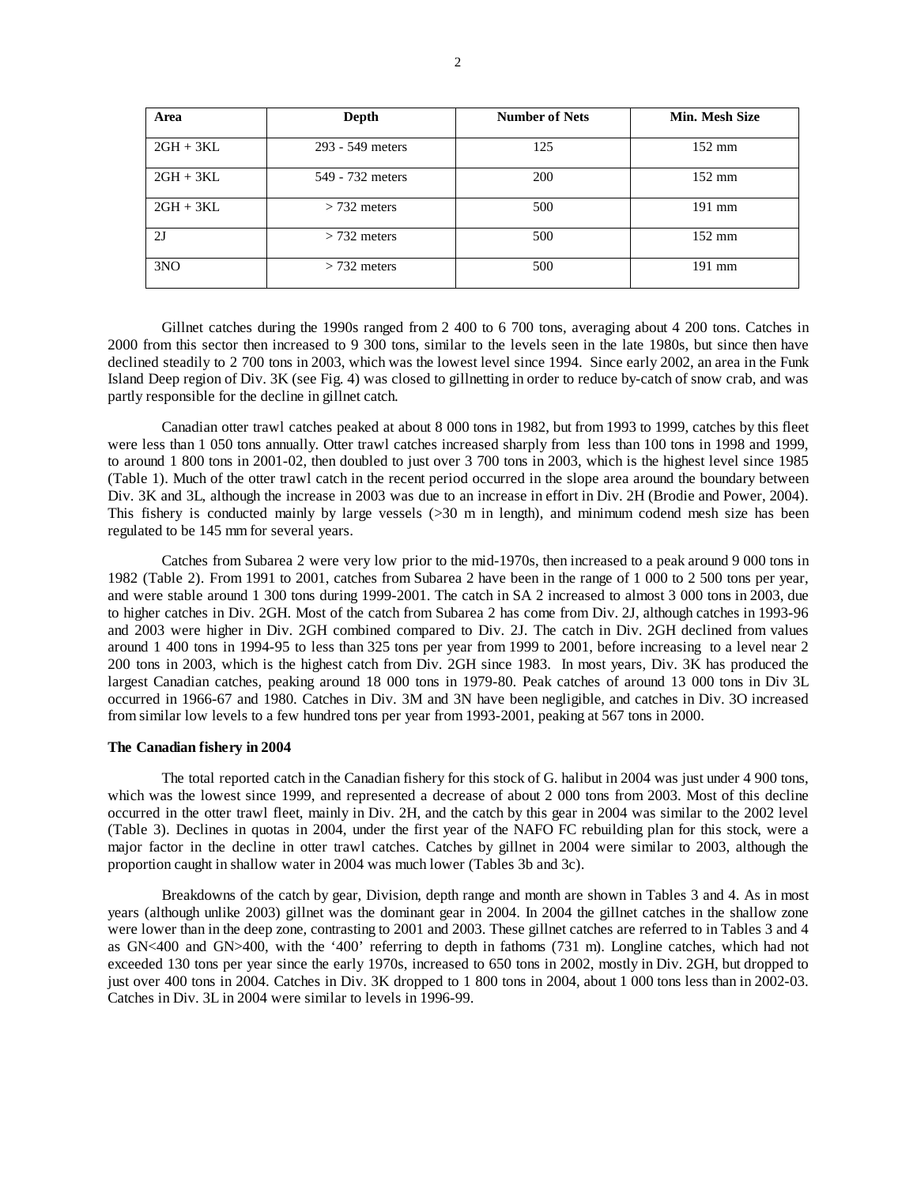| Area | Depth | Number of Nets | Min. Mesh Size |
|---|---|---|---|
| 2GH + 3KL | 293 - 549 meters | 125 | 152 mm |
| 2GH + 3KL | 549 - 732 meters | 200 | 152 mm |
| 2GH + 3KL | > 732 meters | 500 | 191 mm |
| 2J | > 732 meters | 500 | 152 mm |
| 3NO | > 732 meters | 500 | 191 mm |

Gillnet catches during the 1990s ranged from 2 400 to 6 700 tons, averaging about 4 200 tons. Catches in 2000 from this sector then increased to 9 300 tons, similar to the levels seen in the late 1980s, but since then have declined steadily to 2 700 tons in 2003, which was the lowest level since 1994. Since early 2002, an area in the Funk Island Deep region of Div. 3K (see Fig. 4) was closed to gillnetting in order to reduce by-catch of snow crab, and was partly responsible for the decline in gillnet catch.

Canadian otter trawl catches peaked at about 8 000 tons in 1982, but from 1993 to 1999, catches by this fleet were less than 1 050 tons annually. Otter trawl catches increased sharply from less than 100 tons in 1998 and 1999, to around 1 800 tons in 2001-02, then doubled to just over 3 700 tons in 2003, which is the highest level since 1985 (Table 1). Much of the otter trawl catch in the recent period occurred in the slope area around the boundary between Div. 3K and 3L, although the increase in 2003 was due to an increase in effort in Div. 2H (Brodie and Power, 2004). This fishery is conducted mainly by large vessels (>30 m in length), and minimum codend mesh size has been regulated to be 145 mm for several years.

Catches from Subarea 2 were very low prior to the mid-1970s, then increased to a peak around 9 000 tons in 1982 (Table 2). From 1991 to 2001, catches from Subarea 2 have been in the range of 1 000 to 2 500 tons per year, and were stable around 1 300 tons during 1999-2001. The catch in SA 2 increased to almost 3 000 tons in 2003, due to higher catches in Div. 2GH. Most of the catch from Subarea 2 has come from Div. 2J, although catches in 1993-96 and 2003 were higher in Div. 2GH combined compared to Div. 2J. The catch in Div. 2GH declined from values around 1 400 tons in 1994-95 to less than 325 tons per year from 1999 to 2001, before increasing to a level near 2 200 tons in 2003, which is the highest catch from Div. 2GH since 1983. In most years, Div. 3K has produced the largest Canadian catches, peaking around 18 000 tons in 1979-80. Peak catches of around 13 000 tons in Div 3L occurred in 1966-67 and 1980. Catches in Div. 3M and 3N have been negligible, and catches in Div. 3O increased from similar low levels to a few hundred tons per year from 1993-2001, peaking at 567 tons in 2000.

**The Canadian fishery in 2004**

The total reported catch in the Canadian fishery for this stock of G. halibut in 2004 was just under 4 900 tons, which was the lowest since 1999, and represented a decrease of about 2 000 tons from 2003. Most of this decline occurred in the otter trawl fleet, mainly in Div. 2H, and the catch by this gear in 2004 was similar to the 2002 level (Table 3). Declines in quotas in 2004, under the first year of the NAFO FC rebuilding plan for this stock, were a major factor in the decline in otter trawl catches. Catches by gillnet in 2004 were similar to 2003, although the proportion caught in shallow water in 2004 was much lower (Tables 3b and 3c).

Breakdowns of the catch by gear, Division, depth range and month are shown in Tables 3 and 4. As in most years (although unlike 2003) gillnet was the dominant gear in 2004. In 2004 the gillnet catches in the shallow zone were lower than in the deep zone, contrasting to 2001 and 2003. These gillnet catches are referred to in Tables 3 and 4 as GN<400 and GN>400, with the '400' referring to depth in fathoms (731 m). Longline catches, which had not exceeded 130 tons per year since the early 1970s, increased to 650 tons in 2002, mostly in Div. 2GH, but dropped to just over 400 tons in 2004. Catches in Div. 3K dropped to 1 800 tons in 2004, about 1 000 tons less than in 2002-03. Catches in Div. 3L in 2004 were similar to levels in 1996-99.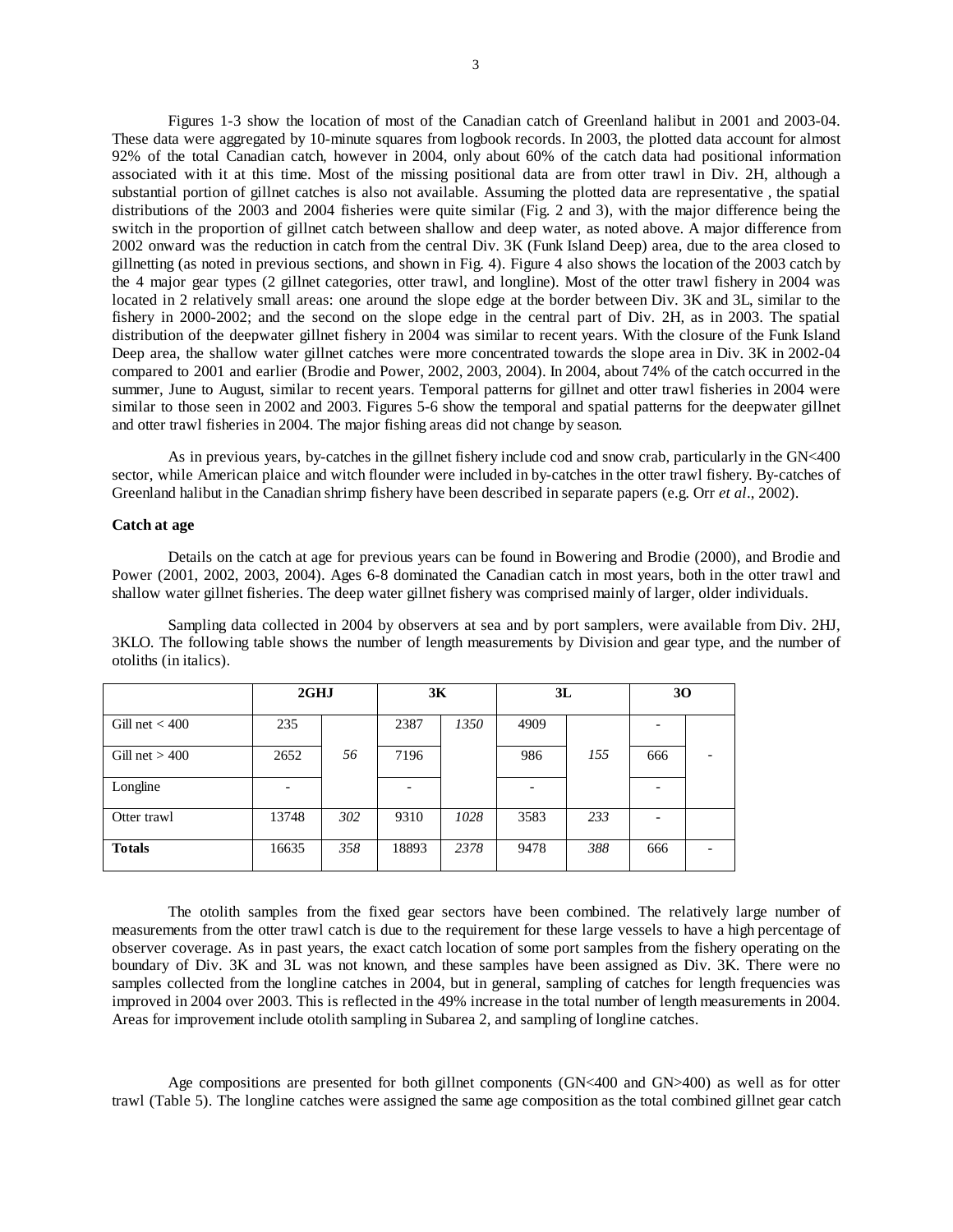Figures 1-3 show the location of most of the Canadian catch of Greenland halibut in 2001 and 2003-04. These data were aggregated by 10-minute squares from logbook records. In 2003, the plotted data account for almost 92% of the total Canadian catch, however in 2004, only about 60% of the catch data had positional information associated with it at this time. Most of the missing positional data are from otter trawl in Div. 2H, although a substantial portion of gillnet catches is also not available. Assuming the plotted data are representative , the spatial distributions of the 2003 and 2004 fisheries were quite similar (Fig. 2 and 3), with the major difference being the switch in the proportion of gillnet catch between shallow and deep water, as noted above. A major difference from 2002 onward was the reduction in catch from the central Div. 3K (Funk Island Deep) area, due to the area closed to gillnetting (as noted in previous sections, and shown in Fig. 4). Figure 4 also shows the location of the 2003 catch by the 4 major gear types (2 gillnet categories, otter trawl, and longline). Most of the otter trawl fishery in 2004 was located in 2 relatively small areas: one around the slope edge at the border between Div. 3K and 3L, similar to the fishery in 2000-2002; and the second on the slope edge in the central part of Div. 2H, as in 2003. The spatial distribution of the deepwater gillnet fishery in 2004 was similar to recent years. With the closure of the Funk Island Deep area, the shallow water gillnet catches were more concentrated towards the slope area in Div. 3K in 2002-04 compared to 2001 and earlier (Brodie and Power, 2002, 2003, 2004). In 2004, about 74% of the catch occurred in the summer, June to August, similar to recent years. Temporal patterns for gillnet and otter trawl fisheries in 2004 were similar to those seen in 2002 and 2003. Figures 5-6 show the temporal and spatial patterns for the deepwater gillnet and otter trawl fisheries in 2004. The major fishing areas did not change by season.

As in previous years, by-catches in the gillnet fishery include cod and snow crab, particularly in the GN<400 sector, while American plaice and witch flounder were included in by-catches in the otter trawl fishery. By-catches of Greenland halibut in the Canadian shrimp fishery have been described in separate papers (e.g. Orr *et al*., 2002).

**Catch at age**

Details on the catch at age for previous years can be found in Bowering and Brodie (2000), and Brodie and Power (2001, 2002, 2003, 2004). Ages 6-8 dominated the Canadian catch in most years, both in the otter trawl and shallow water gillnet fisheries. The deep water gillnet fishery was comprised mainly of larger, older individuals.

Sampling data collected in 2004 by observers at sea and by port samplers, were available from Div. 2HJ, 3KLO. The following table shows the number of length measurements by Division and gear type, and the number of otoliths (in italics).

| | 2GHJ | | 3K | | 3L | | 3O | |
|---|---|---|---|---|---|---|---|---|
| Gill net < 400 | 235 | | 2387 | *1350* | 4909 | | - | |
| Gill net > 400 | 2652 | *56* | 7196 | | 986 | *155* | 666 | - |
| Longline | - | | - | | - | | - | |
| Otter trawl | 13748 | *302* | 9310 | *1028* | 3583 | *233* | - | |
| **Totals** | 16635 | *358* | 18893 | *2378* | 9478 | *388* | 666 | - |

The otolith samples from the fixed gear sectors have been combined. The relatively large number of measurements from the otter trawl catch is due to the requirement for these large vessels to have a high percentage of observer coverage. As in past years, the exact catch location of some port samples from the fishery operating on the boundary of Div. 3K and 3L was not known, and these samples have been assigned as Div. 3K. There were no samples collected from the longline catches in 2004, but in general, sampling of catches for length frequencies was improved in 2004 over 2003. This is reflected in the 49% increase in the total number of length measurements in 2004. Areas for improvement include otolith sampling in Subarea 2, and sampling of longline catches.

Age compositions are presented for both gillnet components (GN<400 and GN>400) as well as for otter trawl (Table 5). The longline catches were assigned the same age composition as the total combined gillnet gear catch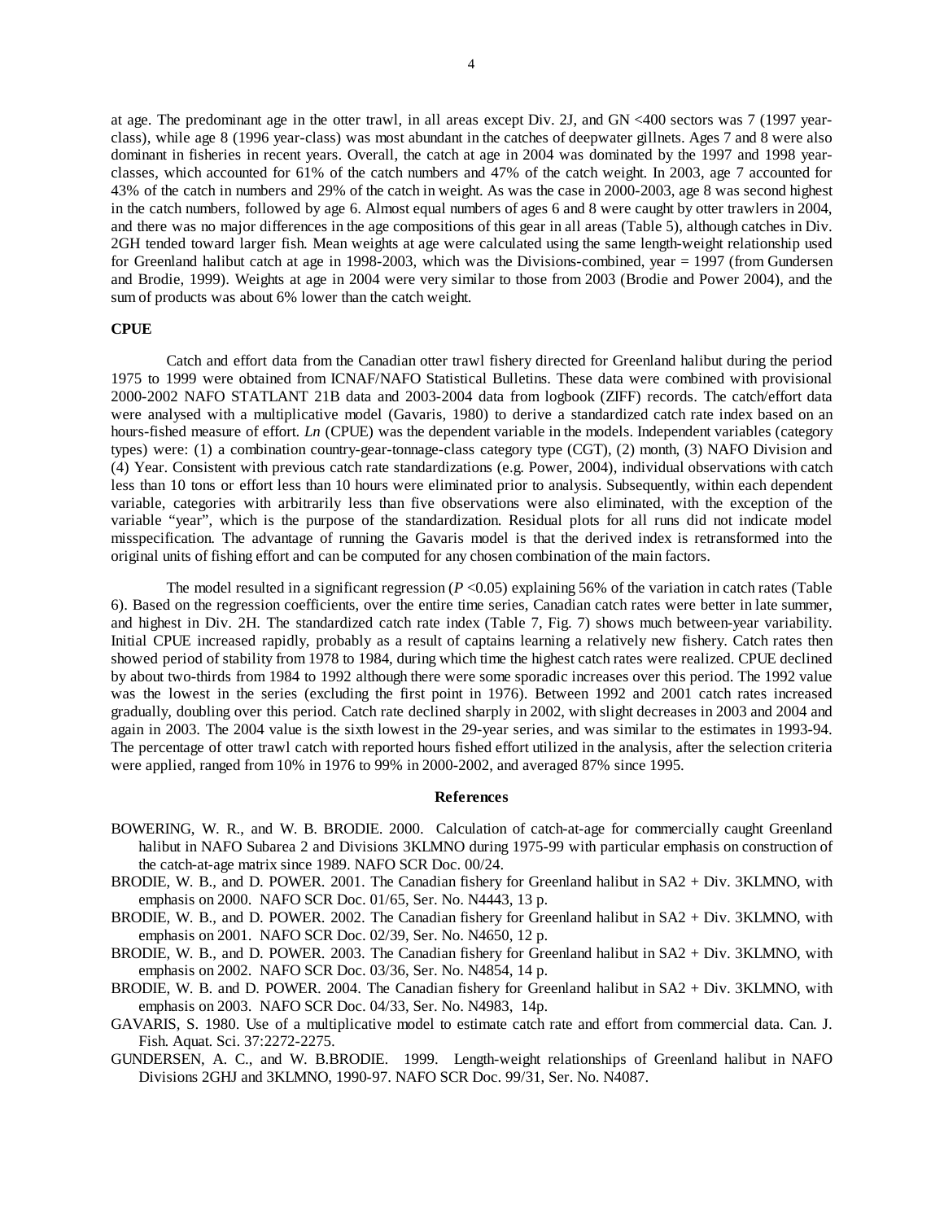at age. The predominant age in the otter trawl, in all areas except Div. 2J, and GN <400 sectors was 7 (1997 year-class), while age 8 (1996 year-class) was most abundant in the catches of deepwater gillnets. Ages 7 and 8 were also dominant in fisheries in recent years. Overall, the catch at age in 2004 was dominated by the 1997 and 1998 year-classes, which accounted for 61% of the catch numbers and 47% of the catch weight. In 2003, age 7 accounted for 43% of the catch in numbers and 29% of the catch in weight. As was the case in 2000-2003, age 8 was second highest in the catch numbers, followed by age 6. Almost equal numbers of ages 6 and 8 were caught by otter trawlers in 2004, and there was no major differences in the age compositions of this gear in all areas (Table 5), although catches in Div. 2GH tended toward larger fish. Mean weights at age were calculated using the same length-weight relationship used for Greenland halibut catch at age in 1998-2003, which was the Divisions-combined, year = 1997 (from Gundersen and Brodie, 1999). Weights at age in 2004 were very similar to those from 2003 (Brodie and Power 2004), and the sum of products was about 6% lower than the catch weight.

**CPUE**

Catch and effort data from the Canadian otter trawl fishery directed for Greenland halibut during the period 1975 to 1999 were obtained from ICNAF/NAFO Statistical Bulletins. These data were combined with provisional 2000-2002 NAFO STATLANT 21B data and 2003-2004 data from logbook (ZIFF) records. The catch/effort data were analysed with a multiplicative model (Gavaris, 1980) to derive a standardized catch rate index based on an hours-fished measure of effort. *Ln* (CPUE) was the dependent variable in the models. Independent variables (category types) were: (1) a combination country-gear-tonnage-class category type (CGT), (2) month, (3) NAFO Division and (4) Year. Consistent with previous catch rate standardizations (e.g. Power, 2004), individual observations with catch less than 10 tons or effort less than 10 hours were eliminated prior to analysis. Subsequently, within each dependent variable, categories with arbitrarily less than five observations were also eliminated, with the exception of the variable "year", which is the purpose of the standardization. Residual plots for all runs did not indicate model misspecification. The advantage of running the Gavaris model is that the derived index is retransformed into the original units of fishing effort and can be computed for any chosen combination of the main factors.

The model resulted in a significant regression ($P < 0.05$) explaining 56% of the variation in catch rates (Table 6). Based on the regression coefficients, over the entire time series, Canadian catch rates were better in late summer, and highest in Div. 2H. The standardized catch rate index (Table 7, Fig. 7) shows much between-year variability. Initial CPUE increased rapidly, probably as a result of captains learning a relatively new fishery. Catch rates then showed period of stability from 1978 to 1984, during which time the highest catch rates were realized. CPUE declined by about two-thirds from 1984 to 1992 although there were some sporadic increases over this period. The 1992 value was the lowest in the series (excluding the first point in 1976). Between 1992 and 2001 catch rates increased gradually, doubling over this period. Catch rate declined sharply in 2002, with slight decreases in 2003 and 2004 and again in 2003. The 2004 value is the sixth lowest in the 29-year series, and was similar to the estimates in 1993-94. The percentage of otter trawl catch with reported hours fished effort utilized in the analysis, after the selection criteria were applied, ranged from 10% in 1976 to 99% in 2000-2002, and averaged 87% since 1995.

## References

BOWERING, W. R., and W. B. BRODIE. 2000. Calculation of catch-at-age for commercially caught Greenland halibut in NAFO Subarea 2 and Divisions 3KLMNO during 1975-99 with particular emphasis on construction of the catch-at-age matrix since 1989. NAFO SCR Doc. 00/24.

BRODIE, W. B., and D. POWER. 2001. The Canadian fishery for Greenland halibut in SA2 + Div. 3KLMNO, with emphasis on 2000. NAFO SCR Doc. 01/65, Ser. No. N4443, 13 p.

BRODIE, W. B., and D. POWER. 2002. The Canadian fishery for Greenland halibut in SA2 + Div. 3KLMNO, with emphasis on 2001. NAFO SCR Doc. 02/39, Ser. No. N4650, 12 p.

BRODIE, W. B., and D. POWER. 2003. The Canadian fishery for Greenland halibut in SA2 + Div. 3KLMNO, with emphasis on 2002. NAFO SCR Doc. 03/36, Ser. No. N4854, 14 p.

BRODIE, W. B. and D. POWER. 2004. The Canadian fishery for Greenland halibut in SA2 + Div. 3KLMNO, with emphasis on 2003. NAFO SCR Doc. 04/33, Ser. No. N4983, 14p.

GAVARIS, S. 1980. Use of a multiplicative model to estimate catch rate and effort from commercial data. Can. J. Fish. Aquat. Sci. 37:2272-2275.

GUNDERSEN, A. C., and W. B.BRODIE. 1999. Length-weight relationships of Greenland halibut in NAFO Divisions 2GHJ and 3KLMNO, 1990-97. NAFO SCR Doc. 99/31, Ser. No. N4087.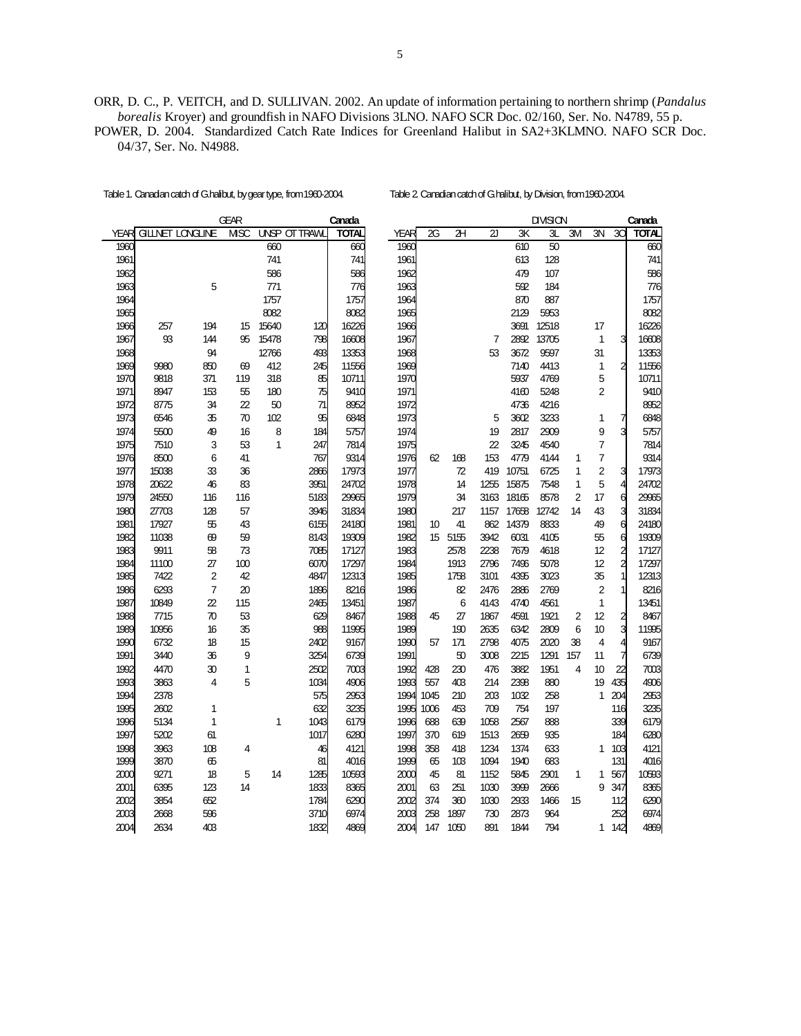ORR, D. C., P. VEITCH, and D. SULLIVAN. 2002. An update of information pertaining to northern shrimp (*Pandalus borealis* Kroyer) and groundfish in NAFO Divisions 3LNO. NAFO SCR Doc. 02/160, Ser. No. N4789, 55 p.

POWER, D. 2004. Standardized Catch Rate Indices for Greenland Halibut in SA2+3KLMNO. NAFO SCR Doc. 04/37, Ser. No. N4988.

Table 1. Canadian catch of G.halibut, by gear type, from 1960-2004.

| | GEAR | | | | | Canada |
|---|---|---|---|---|---|---|
| YEAR | GILLNET | LONGLINE | MISC | UNSP | OT TRAWL | TOTAL |
| 1960 | | | | 660 | | 660 |
| 1961 | | | | 741 | | 741 |
| 1962 | | | | 586 | | 586 |
| 1963 | | 5 | | 771 | | 776 |
| 1964 | | | | 1757 | | 1757 |
| 1965 | | | | 8082 | | 8082 |
| 1966 | 257 | 194 | 15 | 15640 | 120 | 16226 |
| 1967 | 93 | 144 | 95 | 15478 | 798 | 16608 |
| 1968 | | 94 | | 12766 | 493 | 13353 |
| 1969 | 9980 | 850 | 69 | 412 | 245 | 11556 |
| 1970 | 9818 | 371 | 119 | 318 | 85 | 10711 |
| 1971 | 8947 | 153 | 55 | 180 | 75 | 9410 |
| 1972 | 8775 | 34 | 22 | 50 | 71 | 8952 |
| 1973 | 6546 | 35 | 70 | 102 | 95 | 6848 |
| 1974 | 5500 | 49 | 16 | 8 | 184 | 5757 |
| 1975 | 7510 | 3 | 53 | 1 | 247 | 7814 |
| 1976 | 8500 | 6 | 41 | | 767 | 9314 |
| 1977 | 15038 | 33 | 36 | | 2866 | 17973 |
| 1978 | 20622 | 46 | 83 | | 3951 | 24702 |
| 1979 | 24550 | 116 | 116 | | 5183 | 29965 |
| 1980 | 27703 | 128 | 57 | | 3946 | 31834 |
| 1981 | 17927 | 55 | 43 | | 6155 | 24180 |
| 1982 | 11038 | 69 | 59 | | 8143 | 19309 |
| 1983 | 9911 | 58 | 73 | | 7085 | 17127 |
| 1984 | 11100 | 27 | 100 | | 6070 | 17297 |
| 1985 | 7422 | 2 | 42 | | 4847 | 12313 |
| 1986 | 6293 | 7 | 20 | | 1896 | 8216 |
| 1987 | 10849 | 22 | 115 | | 2465 | 13451 |
| 1988 | 7715 | 70 | 53 | | 629 | 8467 |
| 1989 | 10956 | 16 | 35 | | 988 | 11995 |
| 1990 | 6732 | 18 | 15 | | 2402 | 9167 |
| 1991 | 3440 | 36 | 9 | | 3254 | 6739 |
| 1992 | 4470 | 30 | 1 | | 2502 | 7003 |
| 1993 | 3863 | 4 | 5 | | 1034 | 4906 |
| 1994 | 2378 | | | | 575 | 2953 |
| 1995 | 2602 | 1 | | | 632 | 3235 |
| 1996 | 5134 | 1 | | 1 | 1043 | 6179 |
| 1997 | 5202 | 61 | | | 1017 | 6280 |
| 1998 | 3963 | 108 | 4 | | 46 | 4121 |
| 1999 | 3870 | 65 | | | 81 | 4016 |
| 2000 | 9271 | 18 | 5 | 14 | 1285 | 10593 |
| 2001 | 6395 | 123 | 14 | | 1833 | 8365 |
| 2002 | 3854 | 652 | | | 1784 | 6290 |
| 2003 | 2668 | 596 | | | 3710 | 6974 |
| 2004 | 2634 | 403 | | | 1832 | 4869 |

Table 2. Canadian catch of G.halibut, by Division, from 1960-2004.

| | DIVISION | | | | | | | | Canada |
|---|---|---|---|---|---|---|---|---|---|
| YEAR | 2G | 2H | 2J | 3K | 3L | 3M | 3N | 3O | TOTAL |
| 1960 | | | | 610 | 50 | | | | 660 |
| 1961 | | | | 613 | 128 | | | | 741 |
| 1962 | | | | 479 | 107 | | | | 586 |
| 1963 | | | | 592 | 184 | | | | 776 |
| 1964 | | | | 870 | 887 | | | | 1757 |
| 1965 | | | | 2129 | 5953 | | | | 8082 |
| 1966 | | | | 3691 | 12518 | | 17 | | 16226 |
| 1967 | | | 7 | 2892 | 13705 | | 1 | 3 | 16608 |
| 1968 | | | 53 | 3672 | 9597 | | 31 | | 13353 |
| 1969 | | | | 7140 | 4413 | | 1 | 2 | 11556 |
| 1970 | | | | 5937 | 4769 | | 5 | | 10711 |
| 1971 | | | | 4160 | 5248 | | 2 | | 9410 |
| 1972 | | | | 4736 | 4216 | | | | 8952 |
| 1973 | | | 5 | 3602 | 3233 | | 1 | 7 | 6848 |
| 1974 | | | 19 | 2817 | 2909 | | 9 | 3 | 5757 |
| 1975 | | | 22 | 3245 | 4540 | | 7 | | 7814 |
| 1976 | 62 | 168 | 153 | 4779 | 4144 | 1 | 7 | | 9314 |
| 1977 | | 72 | 419 | 10751 | 6725 | 1 | 2 | 3 | 17973 |
| 1978 | | 14 | 1255 | 15875 | 7548 | 1 | 5 | 4 | 24702 |
| 1979 | | 34 | 3163 | 18165 | 8578 | 2 | 17 | 6 | 29965 |
| 1980 | | 217 | 1157 | 17658 | 12742 | 14 | 43 | 3 | 31834 |
| 1981 | 10 | 41 | 862 | 14379 | 8833 | | 49 | 6 | 24180 |
| 1982 | 15 | 5155 | 3942 | 6031 | 4105 | | 55 | 6 | 19309 |
| 1983 | | 2578 | 2238 | 7679 | 4618 | | 12 | 2 | 17127 |
| 1984 | | 1913 | 2796 | 7496 | 5078 | | 12 | 2 | 17297 |
| 1985 | | 1758 | 3101 | 4395 | 3023 | | 35 | 1 | 12313 |
| 1986 | | 82 | 2476 | 2886 | 2769 | | 2 | 1 | 8216 |
| 1987 | | 6 | 4143 | 4740 | 4561 | | 1 | | 13451 |
| 1988 | 45 | 27 | 1867 | 4591 | 1921 | 2 | 12 | 2 | 8467 |
| 1989 | | 190 | 2635 | 6342 | 2809 | 6 | 10 | 3 | 11995 |
| 1990 | 57 | 171 | 2798 | 4075 | 2020 | 38 | 4 | 4 | 9167 |
| 1991 | | 50 | 3008 | 2215 | 1291 | 157 | 11 | 7 | 6739 |
| 1992 | 428 | 230 | 476 | 3882 | 1951 | 4 | 10 | 22 | 7003 |
| 1993 | 557 | 403 | 214 | 2398 | 880 | | 19 | 435 | 4906 |
| 1994 | 1045 | 210 | 203 | 1032 | 258 | | 1 | 204 | 2953 |
| 1995 | 1006 | 453 | 709 | 754 | 197 | | | 116 | 3235 |
| 1996 | 688 | 639 | 1058 | 2567 | 888 | | | 339 | 6179 |
| 1997 | 370 | 619 | 1513 | 2659 | 935 | | | 184 | 6280 |
| 1998 | 358 | 418 | 1234 | 1374 | 633 | | 1 | 103 | 4121 |
| 1999 | 65 | 103 | 1094 | 1940 | 683 | | | 131 | 4016 |
| 2000 | 45 | 81 | 1152 | 5845 | 2901 | 1 | 1 | 567 | 10593 |
| 2001 | 63 | 251 | 1030 | 3999 | 2666 | | 9 | 347 | 8365 |
| 2002 | 374 | 360 | 1030 | 2933 | 1466 | 15 | | 112 | 6290 |
| 2003 | 258 | 1897 | 730 | 2873 | 964 | | | 252 | 6974 |
| 2004 | 147 | 1050 | 891 | 1844 | 794 | | 1 | 142 | 4869 |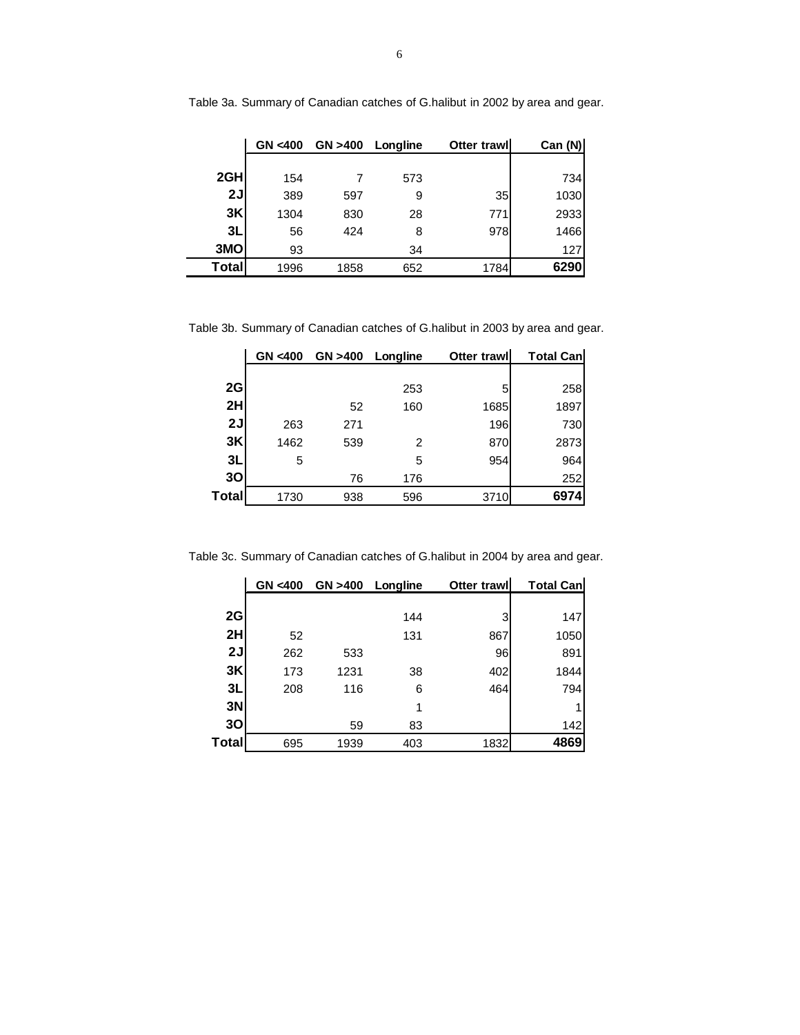Table 3a. Summary of Canadian catches of G.halibut in 2002 by area and gear.

| | GN <400 | GN >400 | Longline | Otter trawl | Can (N) |
|---|---|---|---|---|---|
| **2GH** | 154 | 7 | 573 | | 734 |
| **2J** | 389 | 597 | 9 | 35 | 1030 |
| **3K** | 1304 | 830 | 28 | 771 | 2933 |
| **3L** | 56 | 424 | 8 | 978 | 1466 |
| **3MO** | 93 | | 34 | | 127 |
| **Total** | 1996 | 1858 | 652 | 1784 | **6290** |

Table 3b. Summary of Canadian catches of G.halibut in 2003 by area and gear.

| | GN <400 | GN >400 | Longline | Otter trawl | Total Can |
|---|---|---|---|---|---|
| **2G** | | | 253 | 5 | 258 |
| **2H** | | 52 | 160 | 1685 | 1897 |
| **2J** | 263 | 271 | | 196 | 730 |
| **3K** | 1462 | 539 | 2 | 870 | 2873 |
| **3L** | 5 | | 5 | 954 | 964 |
| **3O** | | 76 | 176 | | 252 |
| **Total** | 1730 | 938 | 596 | 3710 | **6974** |

Table 3c. Summary of Canadian catches of G.halibut in 2004 by area and gear.

| | GN <400 | GN >400 | Longline | Otter trawl | Total Can |
|---|---|---|---|---|---|
| **2G** | | | 144 | 3 | 147 |
| **2H** | 52 | | 131 | 867 | 1050 |
| **2J** | 262 | 533 | | 96 | 891 |
| **3K** | 173 | 1231 | 38 | 402 | 1844 |
| **3L** | 208 | 116 | 6 | 464 | 794 |
| **3N** | | | 1 | | 1 |
| **3O** | | 59 | 83 | | 142 |
| **Total** | 695 | 1939 | 403 | 1832 | **4869** |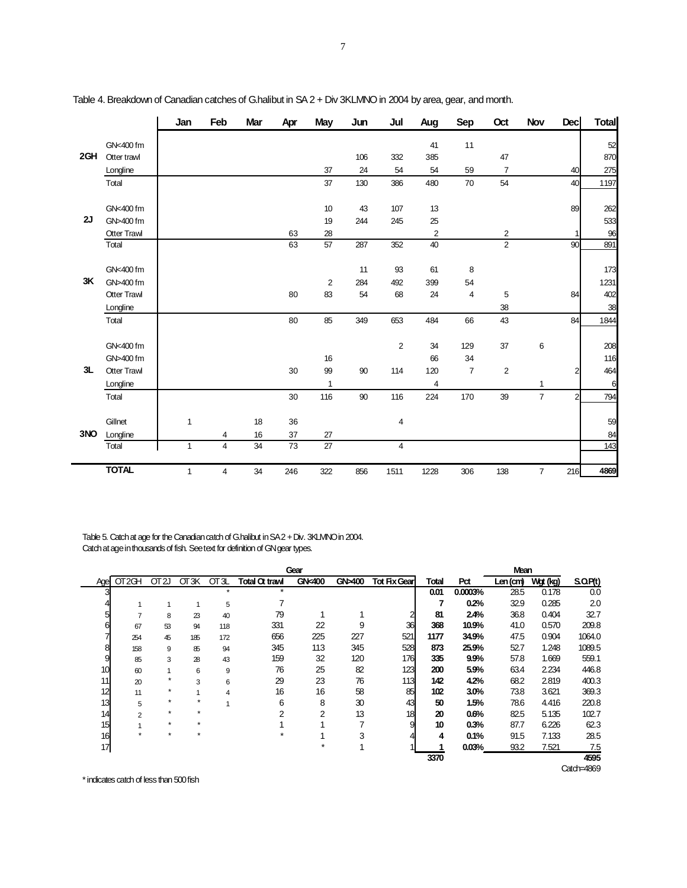Table 4. Breakdown of Canadian catches of G.halibut in SA 2 + Div 3KLMNO in 2004 by area, gear, and month.

| | | Jan | Feb | Mar | Apr | May | Jun | Jul | Aug | Sep | Oct | Nov | Dec | Total |
|---|---|---|---|---|---|---|---|---|---|---|---|---|---|---|
| 2GH | GN<400 fm | | | | | | | | 41 | 11 | | | | 52 |
| | Otter trawl | | | | | | 106 | 332 | 385 | | 47 | | | 870 |
| | Longline | | | | | 37 | 24 | 54 | 54 | 59 | 7 | | 40 | 275 |
| | Total | | | | | 37 | 130 | 386 | 480 | 70 | 54 | | 40 | 1197 |
| 2J | GN<400 fm | | | | | 10 | 43 | 107 | 13 | | | | 89 | 262 |
| | GN>400 fm | | | | | 19 | 244 | 245 | 25 | | | | | 533 |
| | Otter Trawl | | | | 63 | 28 | | | 2 | | 2 | | 1 | 96 |
| | Total | | | | 63 | 57 | 287 | 352 | 40 | | 2 | | 90 | 891 |
| 3K | GN<400 fm | | | | | | 11 | 93 | 61 | 8 | | | | 173 |
| | GN>400 fm | | | | | 2 | 284 | 492 | 399 | 54 | | | | 1231 |
| | Otter Trawl | | | | 80 | 83 | 54 | 68 | 24 | 4 | 5 | | 84 | 402 |
| | Longline | | | | | | | | | | 38 | | | 38 |
| | Total | | | | 80 | 85 | 349 | 653 | 484 | 66 | 43 | | 84 | 1844 |
| 3L | GN<400 fm | | | | | | | 2 | 34 | 129 | 37 | 6 | | 208 |
| | GN>400 fm | | | | | 16 | | | 66 | 34 | | | | 116 |
| | Otter Trawl | | | | 30 | 99 | 90 | 114 | 120 | 7 | 2 | | 2 | 464 |
| | Longline | | | | | 1 | | | 4 | | | 1 | | 6 |
| | Total | | | | 30 | 116 | 90 | 116 | 224 | 170 | 39 | 7 | 2 | 794 |
| 3NO | Gillnet | 1 | | 18 | 36 | | | 4 | | | | | | 59 |
| | Longline | | 4 | 16 | 37 | 27 | | | | | | | | 84 |
| | Total | 1 | 4 | 34 | 73 | 27 | | 4 | | | | | | 143 |
| | **TOTAL** | 1 | 4 | 34 | 246 | 322 | 856 | 1511 | 1228 | 306 | 138 | 7 | 216 | **4869** |

Table 5. Catch at age for the Canadian catch of G.halibut in SA 2 + Div. 3KLMNO in 2004.
Catch at age in thousands of fish. See text for definition of GN gear types.

| | Gear | | | | | | | | | | Mean | | |
|---|---|---|---|---|---|---|---|---|---|---|---|---|---|
| Age | OT 2GH | OT 2J | OT 3K | OT 3L | Total Ot trawl | GN<400 | GN>400 | Tot Fix Gear | Total | Pct | Len (cm) | Wgt (kg) | S.O.P(t) |
| 3 | | | | * | * | | | | **0.01** | **0.0003%** | 28.5 | 0.178 | 0.0 |
| 4 | 1 | 1 | 1 | 5 | 7 | | | | **7** | **0.2%** | 32.9 | 0.285 | 2.0 |
| 5 | 7 | 8 | 23 | 40 | 79 | 1 | 1 | 2 | **81** | **2.4%** | 36.8 | 0.404 | 32.7 |
| 6 | 67 | 53 | 94 | 118 | 331 | 22 | 9 | 36 | **368** | **10.9%** | 41.0 | 0.570 | 209.8 |
| 7 | 254 | 45 | 185 | 172 | 656 | 225 | 227 | 521 | **1177** | **34.9%** | 47.5 | 0.904 | 1064.0 |
| 8 | 158 | 9 | 85 | 94 | 345 | 113 | 345 | 528 | **873** | **25.9%** | 52.7 | 1.248 | 1089.5 |
| 9 | 85 | 3 | 28 | 43 | 159 | 32 | 120 | 176 | **335** | **9.9%** | 57.8 | 1.669 | 559.1 |
| 10 | 60 | 1 | 6 | 9 | 76 | 25 | 82 | 123 | **200** | **5.9%** | 63.4 | 2.234 | 446.8 |
| 11 | 20 | * | 3 | 6 | 29 | 23 | 76 | 113 | **142** | **4.2%** | 68.2 | 2.819 | 400.3 |
| 12 | 11 | * | 1 | 4 | 16 | 16 | 58 | 85 | **102** | **3.0%** | 73.8 | 3.621 | 369.3 |
| 13 | 5 | * | * | 1 | 6 | 8 | 30 | 43 | **50** | **1.5%** | 78.6 | 4.416 | 220.8 |
| 14 | 2 | * | * | | 2 | 2 | 13 | 18 | **20** | **0.6%** | 82.5 | 5.135 | 102.7 |
| 15 | 1 | * | * | | 1 | 1 | 7 | 9 | **10** | **0.3%** | 87.7 | 6.226 | 62.3 |
| 16 | * | * | * | | * | 1 | 3 | 4 | **4** | **0.1%** | 91.5 | 7.133 | 28.5 |
| 17 | | | | | | * | 1 | 1 | **1** | **0.03%** | 93.2 | 7.521 | 7.5 |
| | | | | | | | | | **3370** | | | | **4595** |
| | | | | | | | | | | | | | Catch=4869 |

\* indicates catch of less than 500 fish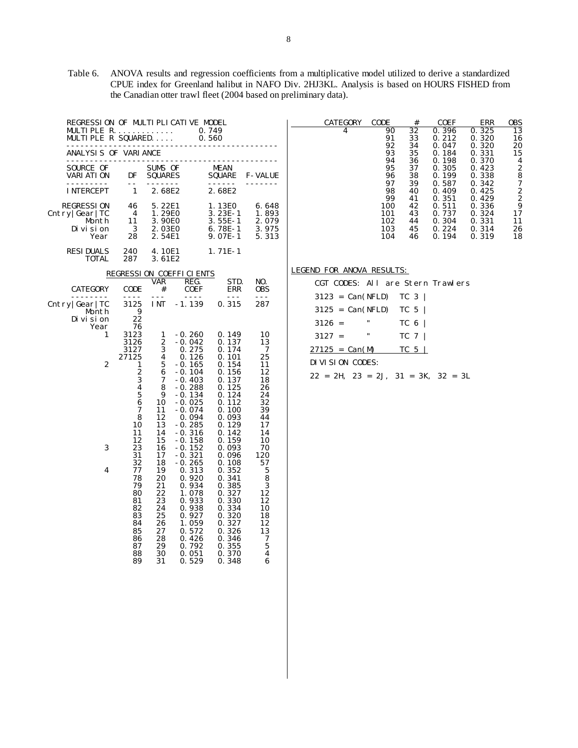Table 6. ANOVA results and regression coefficients from a multiplicative model utilized to derive a standardized CPUE index for Greenland halibut in NAFO Div. 2HJ3KL. Analysis is based on HOURS FISHED from the Canadian otter trawl fleet (2004 based on preliminary data).

REGRESSION OF MULTIPLICATIVE MODEL

MULTIPLE R............. 0.749

MULTIPLE R SQUARED..... 0.560

ANALYSIS OF VARIANCE

| SOURCE OF VARIATION | DF | SUMS OF SQUARES | MEAN SQUARE | F-VALUE |
|---|---|---|---|---|
| INTERCEPT | 1 | 2.68E2 | 2.68E2 | |
| REGRESSION | 46 | 5.22E1 | 1.13E0 | 6.648 |
| Cntry\|Gear\|TC | 4 | 1.29E0 | 3.23E-1 | 1.893 |
| Month | 11 | 3.90E0 | 3.55E-1 | 2.079 |
| Division | 3 | 2.03E0 | 6.78E-1 | 3.975 |
| Year | 28 | 2.54E1 | 9.07E-1 | 5.313 |
| RESIDUALS | 240 | 4.10E1 | 1.71E-1 | |
| TOTAL | 287 | 3.61E2 | | |

REGRESSION COEFFICIENTS

| CATEGORY | CODE | VAR # | REG. COEF | STD. ERR | NO. OBS |
|---|---|---|---|---|---|
| Cntry\|Gear\|TC | 3125 | INT | -1.139 | 0.315 | 287 |
| Month | 9 | | | | |
| Division | 22 | | | | |
| Year | 76 | | | | |
| 1 | 3123 | 1 | -0.260 | 0.149 | 10 |
| | 3126 | 2 | -0.042 | 0.137 | 13 |
| | 3127 | 3 | 0.275 | 0.174 | 7 |
| | 27125 | 4 | 0.126 | 0.101 | 25 |
| 2 | 1 | 5 | -0.165 | 0.154 | 11 |
| | 2 | 6 | -0.104 | 0.156 | 12 |
| | 3 | 7 | -0.403 | 0.137 | 18 |
| | 4 | 8 | -0.288 | 0.125 | 26 |
| | 5 | 9 | -0.134 | 0.124 | 24 |
| | 6 | 10 | -0.025 | 0.112 | 32 |
| | 7 | 11 | -0.074 | 0.100 | 39 |
| | 8 | 12 | 0.094 | 0.093 | 44 |
| | 10 | 13 | -0.285 | 0.129 | 17 |
| | 11 | 14 | -0.316 | 0.142 | 14 |
| | 12 | 15 | -0.158 | 0.159 | 10 |
| 3 | 23 | 16 | -0.152 | 0.093 | 70 |
| | 31 | 17 | -0.321 | 0.096 | 120 |
| | 32 | 18 | -0.265 | 0.108 | 57 |
| 4 | 77 | 19 | 0.313 | 0.352 | 5 |
| | 78 | 20 | 0.920 | 0.341 | 8 |
| | 79 | 21 | 0.934 | 0.385 | 3 |
| | 80 | 22 | 1.078 | 0.327 | 12 |
| | 81 | 23 | 0.933 | 0.330 | 12 |
| | 82 | 24 | 0.938 | 0.334 | 10 |
| | 83 | 25 | 0.927 | 0.320 | 18 |
| | 84 | 26 | 1.059 | 0.327 | 12 |
| | 85 | 27 | 0.572 | 0.326 | 13 |
| | 86 | 28 | 0.426 | 0.346 | 7 |
| | 87 | 29 | 0.792 | 0.355 | 5 |
| | 88 | 30 | 0.051 | 0.370 | 4 |
| | 89 | 31 | 0.529 | 0.348 | 6 |
| 4 | 90 | 32 | 0.396 | 0.325 | 13 |
| | 91 | 33 | 0.212 | 0.320 | 16 |
| | 92 | 34 | 0.047 | 0.320 | 20 |
| | 93 | 35 | 0.184 | 0.331 | 15 |
| | 94 | 36 | 0.198 | 0.370 | 4 |
| | 95 | 37 | 0.305 | 0.423 | 2 |
| | 96 | 38 | 0.199 | 0.338 | 8 |
| | 97 | 39 | 0.587 | 0.342 | 7 |
| | 98 | 40 | 0.409 | 0.425 | 2 |
| | 99 | 41 | 0.351 | 0.429 | 2 |
| | 100 | 42 | 0.511 | 0.336 | 9 |
| | 101 | 43 | 0.737 | 0.324 | 17 |
| | 102 | 44 | 0.304 | 0.331 | 11 |
| | 103 | 45 | 0.224 | 0.314 | 26 |
| | 104 | 46 | 0.194 | 0.319 | 18 |

LEGEND FOR ANOVA RESULTS:

CGT CODES: All are Stern Trawlers

3123 = Can(NFLD) TC 3 |

3125 = Can(NFLD) TC 5 |

3126 = " TC 6 |

3127 = " TC 7 |

27125 = Can(M) TC 5 |

DIVISION CODES:

22 = 2H, 23 = 2J, 31 = 3K, 32 = 3L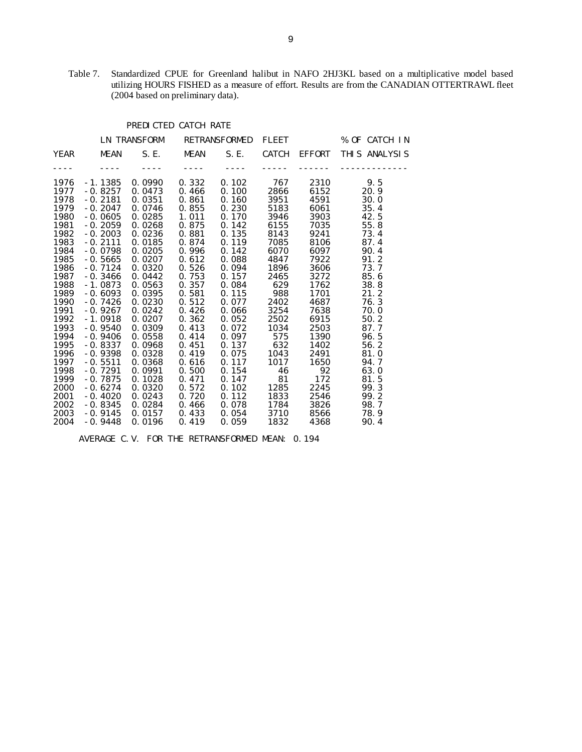Table 7. Standardized CPUE for Greenland halibut in NAFO 2HJ3KL based on a multiplicative model based utilizing HOURS FISHED as a measure of effort. Results are from the CANADIAN OTTERTRAWL fleet (2004 based on preliminary data).

PREDICTED CATCH RATE

| | LN TRANSFORM | | RETRANSFORMED | | FLEET | | % OF CATCH IN |
|---|---|---|---|---|---|---|---|
| YEAR | MEAN | S.E. | MEAN | S.E. | CATCH | EFFORT | THIS ANALYSIS |
| 1976 | -1.1385 | 0.0990 | 0.332 | 0.102 | 767 | 2310 | 9.5 |
| 1977 | -0.8257 | 0.0473 | 0.466 | 0.100 | 2866 | 6152 | 20.9 |
| 1978 | -0.2181 | 0.0351 | 0.861 | 0.160 | 3951 | 4591 | 30.0 |
| 1979 | -0.2047 | 0.0746 | 0.855 | 0.230 | 5183 | 6061 | 35.4 |
| 1980 | -0.0605 | 0.0285 | 1.011 | 0.170 | 3946 | 3903 | 42.5 |
| 1981 | -0.2059 | 0.0268 | 0.875 | 0.142 | 6155 | 7035 | 55.8 |
| 1982 | -0.2003 | 0.0236 | 0.881 | 0.135 | 8143 | 9241 | 73.4 |
| 1983 | -0.2111 | 0.0185 | 0.874 | 0.119 | 7085 | 8106 | 87.4 |
| 1984 | -0.0798 | 0.0205 | 0.996 | 0.142 | 6070 | 6097 | 90.4 |
| 1985 | -0.5665 | 0.0207 | 0.612 | 0.088 | 4847 | 7922 | 91.2 |
| 1986 | -0.7124 | 0.0320 | 0.526 | 0.094 | 1896 | 3606 | 73.7 |
| 1987 | -0.3466 | 0.0442 | 0.753 | 0.157 | 2465 | 3272 | 85.6 |
| 1988 | -1.0873 | 0.0563 | 0.357 | 0.084 | 629 | 1762 | 38.8 |
| 1989 | -0.6093 | 0.0395 | 0.581 | 0.115 | 988 | 1701 | 21.2 |
| 1990 | -0.7426 | 0.0230 | 0.512 | 0.077 | 2402 | 4687 | 76.3 |
| 1991 | -0.9267 | 0.0242 | 0.426 | 0.066 | 3254 | 7638 | 70.0 |
| 1992 | -1.0918 | 0.0207 | 0.362 | 0.052 | 2502 | 6915 | 50.2 |
| 1993 | -0.9540 | 0.0309 | 0.413 | 0.072 | 1034 | 2503 | 87.7 |
| 1994 | -0.9406 | 0.0558 | 0.414 | 0.097 | 575 | 1390 | 96.5 |
| 1995 | -0.8337 | 0.0968 | 0.451 | 0.137 | 632 | 1402 | 56.2 |
| 1996 | -0.9398 | 0.0328 | 0.419 | 0.075 | 1043 | 2491 | 81.0 |
| 1997 | -0.5511 | 0.0368 | 0.616 | 0.117 | 1017 | 1650 | 94.7 |
| 1998 | -0.7291 | 0.0991 | 0.500 | 0.154 | 46 | 92 | 63.0 |
| 1999 | -0.7875 | 0.1028 | 0.471 | 0.147 | 81 | 172 | 81.5 |
| 2000 | -0.6274 | 0.0320 | 0.572 | 0.102 | 1285 | 2245 | 99.3 |
| 2001 | -0.4020 | 0.0243 | 0.720 | 0.112 | 1833 | 2546 | 99.2 |
| 2002 | -0.8345 | 0.0284 | 0.466 | 0.078 | 1784 | 3826 | 98.7 |
| 2003 | -0.9145 | 0.0157 | 0.433 | 0.054 | 3710 | 8566 | 78.9 |
| 2004 | -0.9448 | 0.0196 | 0.419 | 0.059 | 1832 | 4368 | 90.4 |

AVERAGE C.V. FOR THE RETRANSFORMED MEAN: 0.194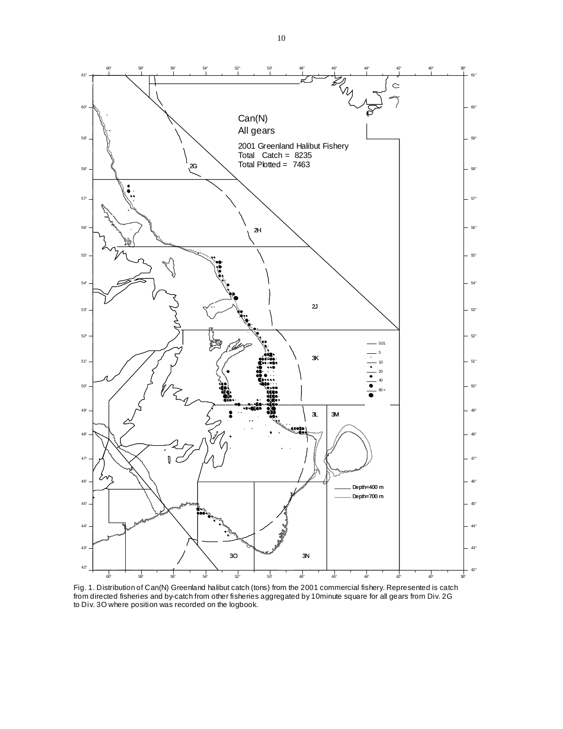Can(N)
All gears

2001 Greenland Halibut Fishery
Total Catch = 8235
Total Plotted = 7463

2G
2H
2J
3K
3L
3M
3O
3N

0.01
5
10
20
40
80 +

Depth=400 m
Depth=700 m

60° 58° 56° 54° 52° 50° 48° 46° 44° 42° 40° 38°

61° 60° 59° 58° 57° 56° 55° 54° 53° 52° 51° 50° 49° 48° 47° 46° 45° 44° 43° 42°

Fig. 1. Distribution of Can(N) Greenland halibut catch (tons) from the 2001 commercial fishery. Represented is catch from directed fisheries and by-catch from other fisheries aggregated by 10minute square for all gears from Div. 2G to Div. 3O where position was recorded on the logbook.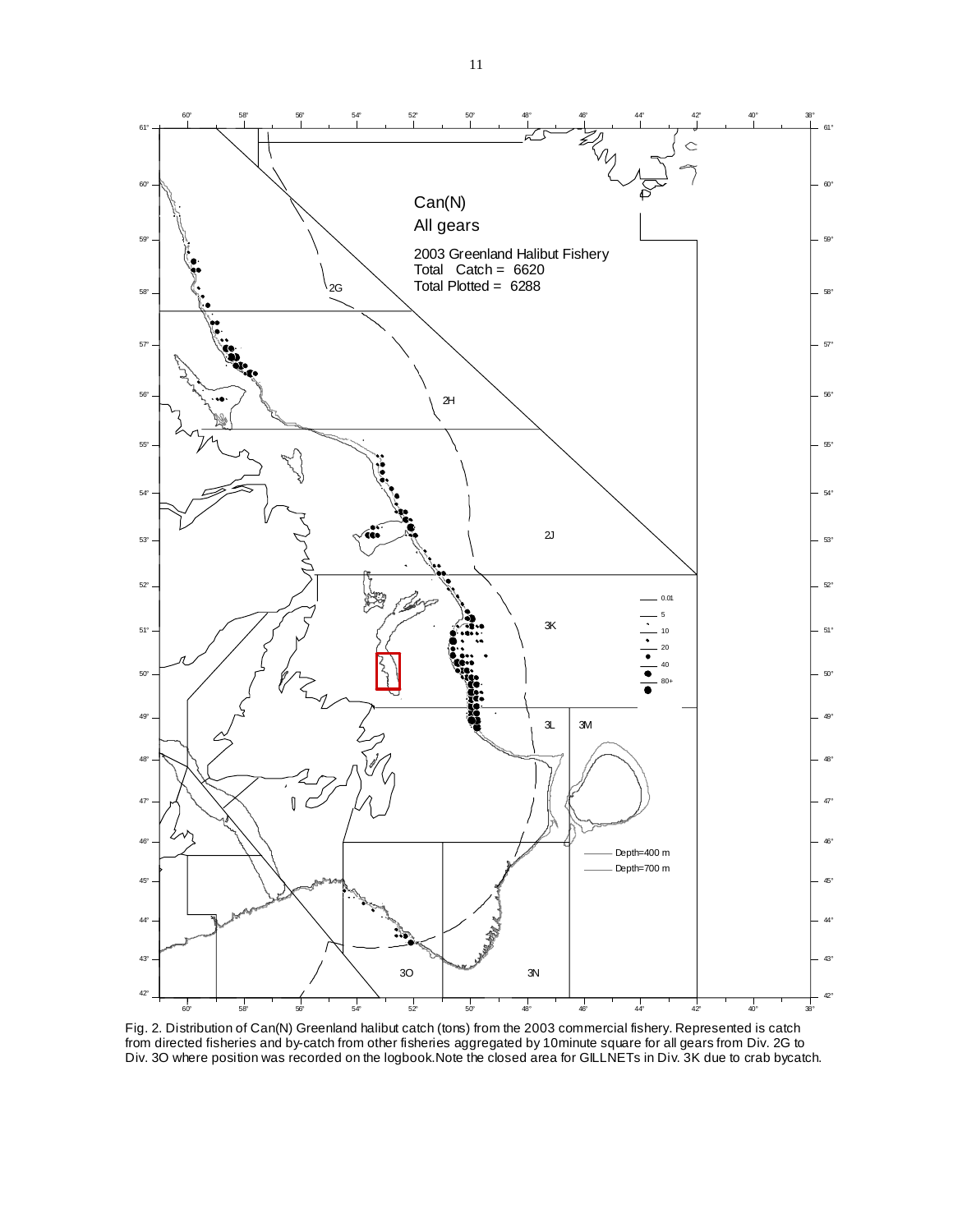Can(N)

All gears

2003 Greenland Halibut Fishery

Total Catch = 6620

Total Plotted = 6288

2G

2H

2J

3K

3L

3M

3O

3N

0.01

5

10

20

40

80+

Depth=400 m

Depth=700 m

Fig. 2. Distribution of Can(N) Greenland halibut catch (tons) from the 2003 commercial fishery. Represented is catch from directed fisheries and by-catch from other fisheries aggregated by 10minute square for all gears from Div. 2G to Div. 3O where position was recorded on the logbook.Note the closed area for GILLNETs in Div. 3K due to crab bycatch.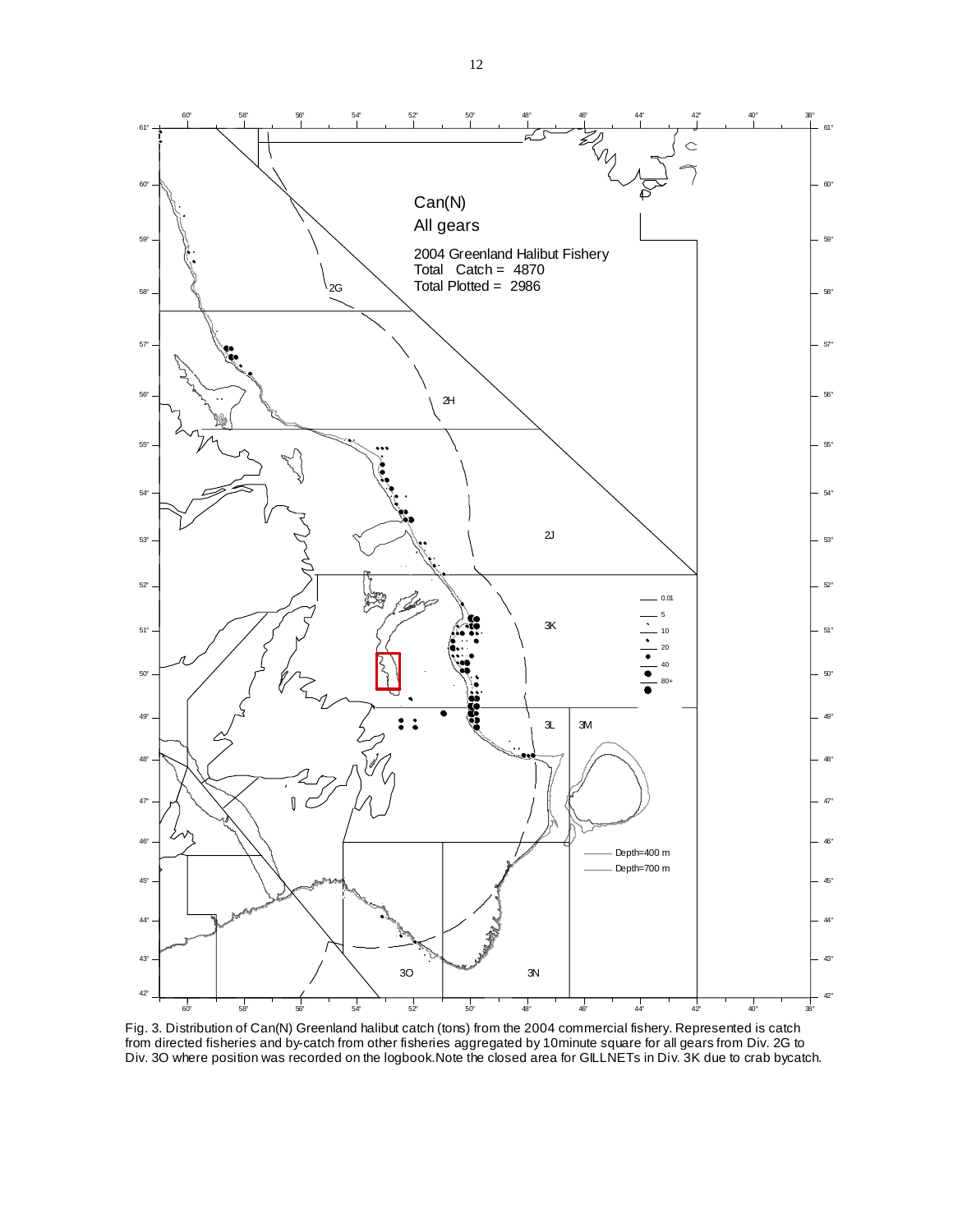Can(N)

All gears

2004 Greenland Halibut Fishery

Total Catch = 4870

Total Plotted = 2986

2G

2H

2J

3K

3L

3M

3O

3N

0.01

5

10

20

40

80+

Depth=400 m

Depth=700 m

Fig. 3. Distribution of Can(N) Greenland halibut catch (tons) from the 2004 commercial fishery. Represented is catch from directed fisheries and by-catch from other fisheries aggregated by 10minute square for all gears from Div. 2G to Div. 3O where position was recorded on the logbook.Note the closed area for GILLNETs in Div. 3K due to crab bycatch.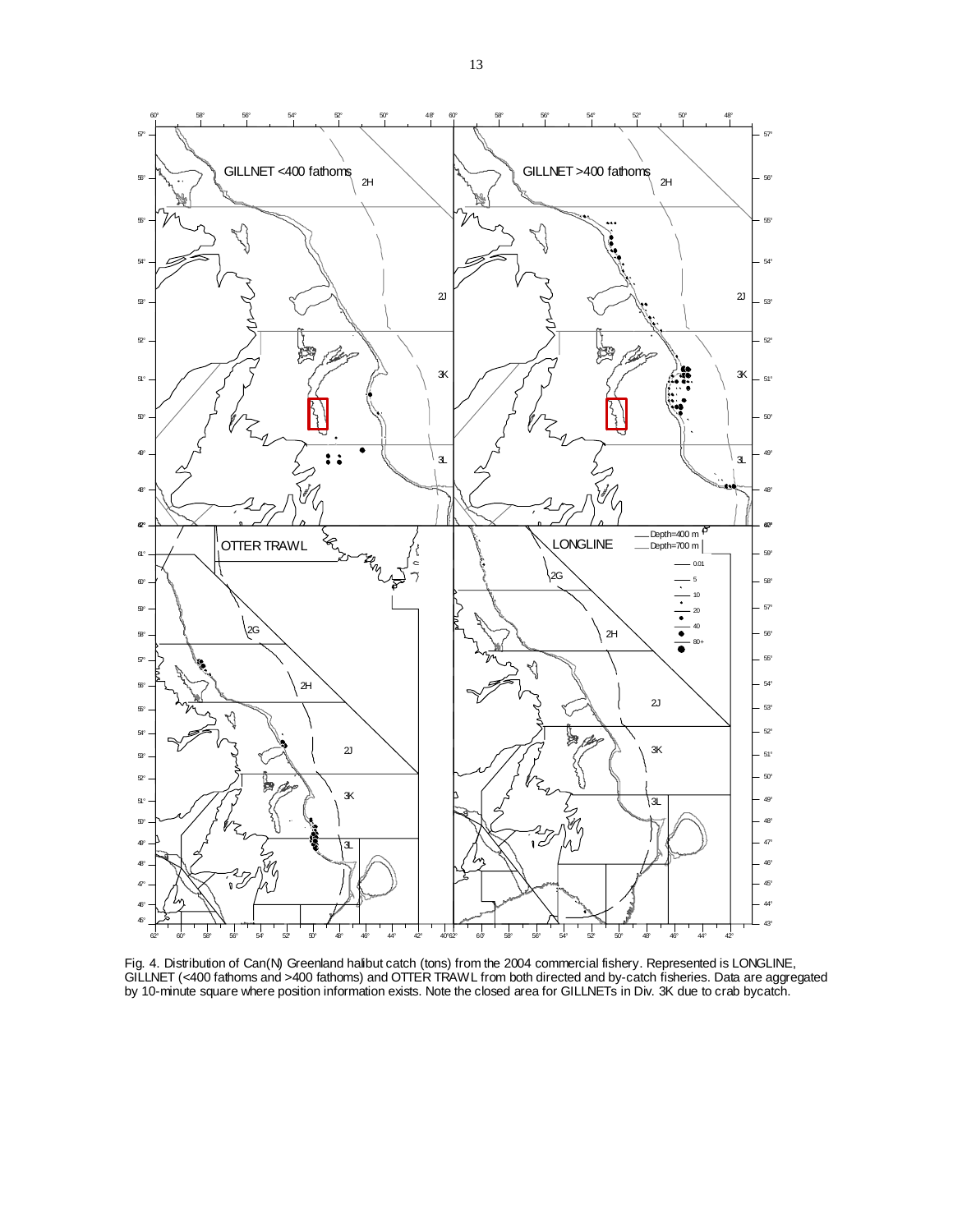GILLNET <400 fathoms

GILLNET >400 fathoms

OTTER TRAWL

LONGLINE

Depth=400 m

Depth=700 m

0.01

5

10

20

40

80+

2G

2H

2J

3K

3L

Fig. 4. Distribution of Can(N) Greenland halibut catch (tons) from the 2004 commercial fishery. Represented is LONGLINE, GILLNET (<400 fathoms and >400 fathoms) and OTTER TRAWL from both directed and by-catch fisheries. Data are aggregated by 10-minute square where position information exists. Note the closed area for GILLNETs in Div. 3K due to crab bycatch.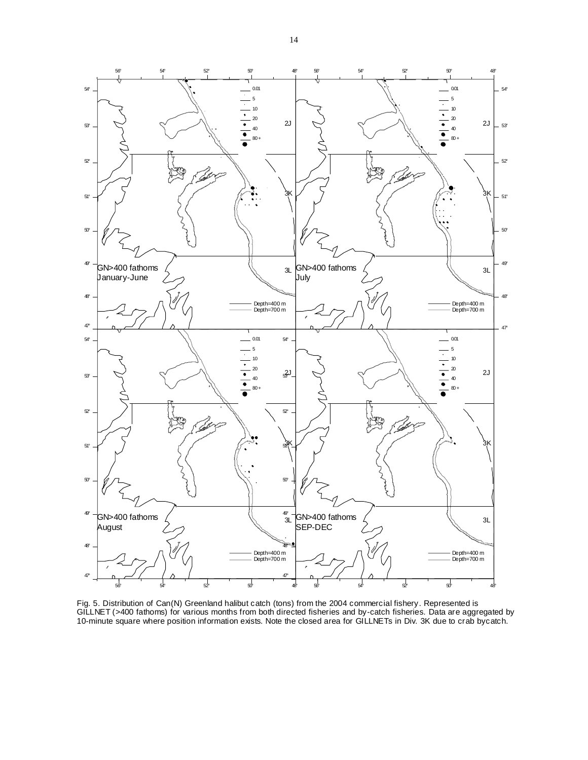56° 54° 52° 50° 48°

54°

53°

52°

51°

50°

49°

48°

47°

0.01
5
10
20
40
80+

2J

3K

3L

GN>400 fathoms
January-June

Depth=400 m
Depth=700 m

GN>400 fathoms
July

GN>400 fathoms
August

GN>400 fathoms
SEP-DEC

Fig. 5. Distribution of Can(N) Greenland halibut catch (tons) from the 2004 commercial fishery. Represented is GILLNET (>400 fathoms) for various months from both directed fisheries and by-catch fisheries. Data are aggregated by 10-minute square where position information exists. Note the closed area for GILLNETs in Div. 3K due to crab bycatch.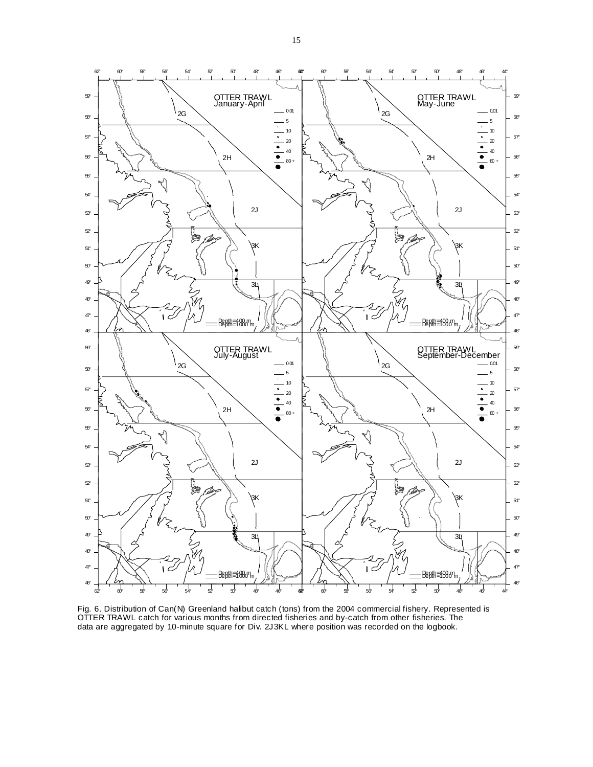OTTER TRAWL
January-April

OTTER TRAWL
May-June

OTTER TRAWL
July-August

OTTER TRAWL
September-December

0.01
5
10
20
40
80 +

2G
2H
2J
3K
3L

Depth=400 m
Depth=1000 m

62° 60° 58° 56° 54° 52° 50° 48° 46° 44°

59° 58° 57° 56° 55° 54° 53° 52° 51° 50° 49° 48° 47° 46°

Fig. 6. Distribution of Can(N) Greenland halibut catch (tons) from the 2004 commercial fishery. Represented is OTTER TRAWL catch for various months from directed fisheries and by-catch from other fisheries. The data are aggregated by 10-minute square for Div. 2J3KL where position was recorded on the logbook.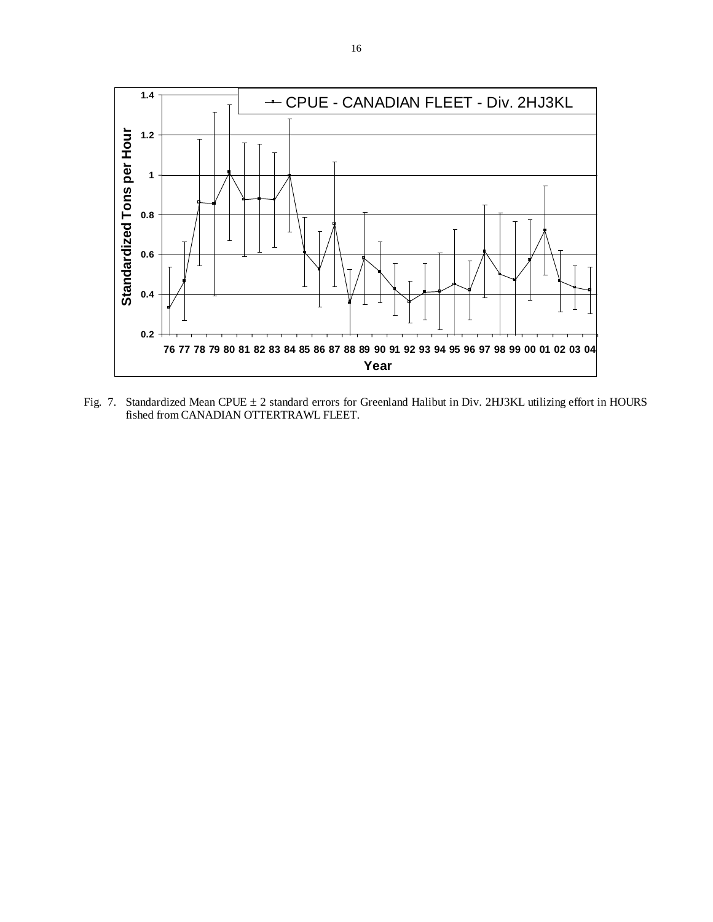CPUE - CANADIAN FLEET - Div. 2HJ3KL

Standardized Tons per Hour

1.4

1.2

1

0.8

0.6

0.4

0.2

76 77 78 79 80 81 82 83 84 85 86 87 88 89 90 91 92 93 94 95 96 97 98 99 00 01 02 03 04

Year

Fig. 7. Standardized Mean CPUE ± 2 standard errors for Greenland Halibut in Div. 2HJ3KL utilizing effort in HOURS fished from CANADIAN OTTERTRAWL FLEET.